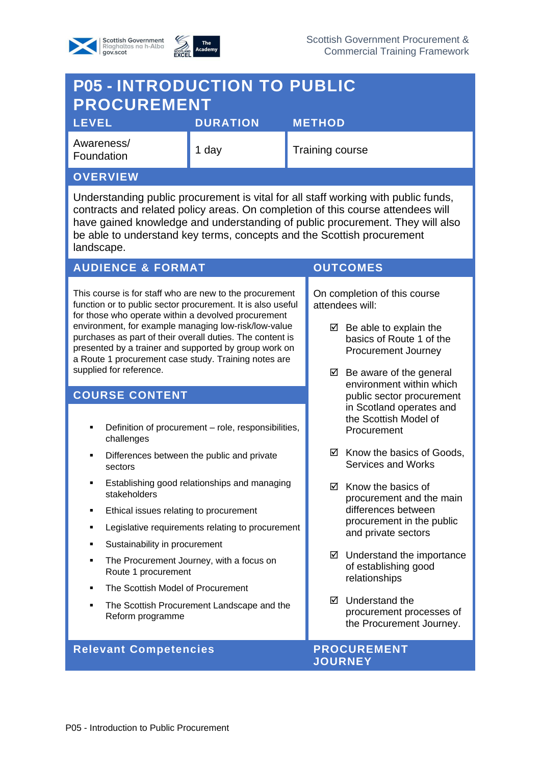Scottish Government Procurement & Commercial Training Framework

# P05 - INTRODUCTION TO PUBLIC PROCUREMENT

| LEVEL | DURATION | METHOD |
|---|---|---|
| Awareness/ Foundation | 1 day | Training course |

## OVERVIEW

Understanding public procurement is vital for all staff working with public funds, contracts and related policy areas. On completion of this course attendees will have gained knowledge and understanding of public procurement. They will also be able to understand key terms, concepts and the Scottish procurement landscape.

## AUDIENCE & FORMAT

This course is for staff who are new to the procurement function or to public sector procurement. It is also useful for those who operate within a devolved procurement environment, for example managing low-risk/low-value purchases as part of their overall duties. The content is presented by a trainer and supported by group work on a Route 1 procurement case study. Training notes are supplied for reference.

## COURSE CONTENT

- Definition of procurement – role, responsibilities, challenges
- Differences between the public and private sectors
- Establishing good relationships and managing stakeholders
- Ethical issues relating to procurement
- Legislative requirements relating to procurement
- Sustainability in procurement
- The Procurement Journey, with a focus on Route 1 procurement
- The Scottish Model of Procurement
- The Scottish Procurement Landscape and the Reform programme

## OUTCOMES

On completion of this course attendees will:

- ☑ Be able to explain the basics of Route 1 of the Procurement Journey
- ☑ Be aware of the general environment within which public sector procurement in Scotland operates and the Scottish Model of Procurement
- ☑ Know the basics of Goods, Services and Works
- ☑ Know the basics of procurement and the main differences between procurement in the public and private sectors
- ☑ Understand the importance of establishing good relationships
- ☑ Understand the procurement processes of the Procurement Journey.

## Relevant Competencies

## PROCUREMENT JOURNEY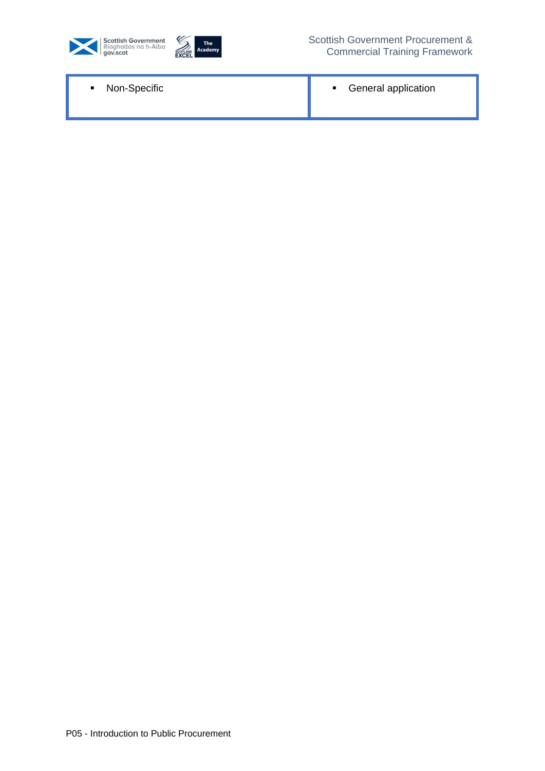| | |
|---|---|
| ▪ Non-Specific | ▪ General application |